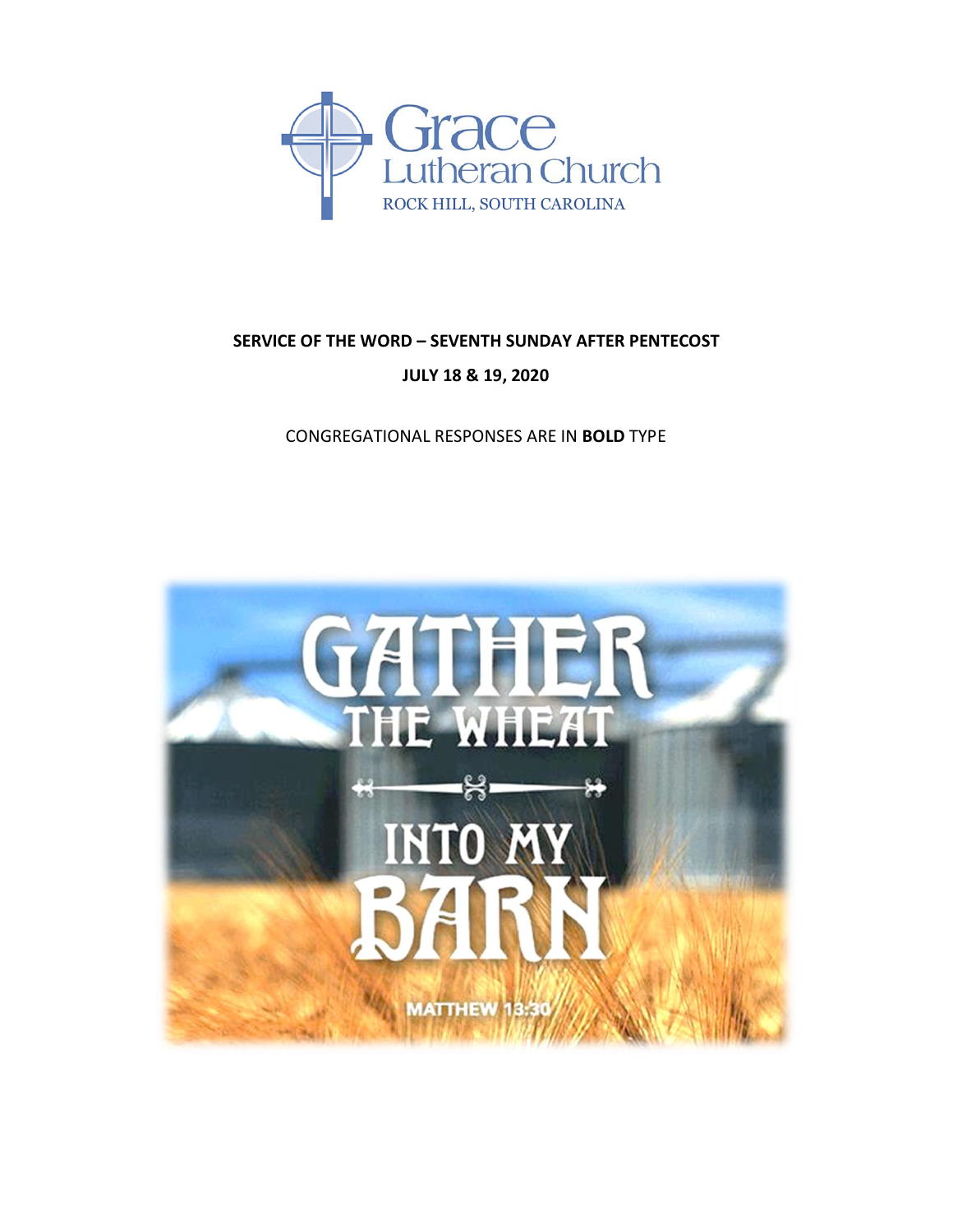Grace Lutheran Church

ROCK HILL, SOUTH CAROLINA

**SERVICE OF THE WORD – SEVENTH SUNDAY AFTER PENTECOST**

**JULY 18 & 19, 2020**

CONGREGATIONAL RESPONSES ARE IN **BOLD** TYPE

GATHER THE WHEAT INTO MY BARN

MATTHEW 13:30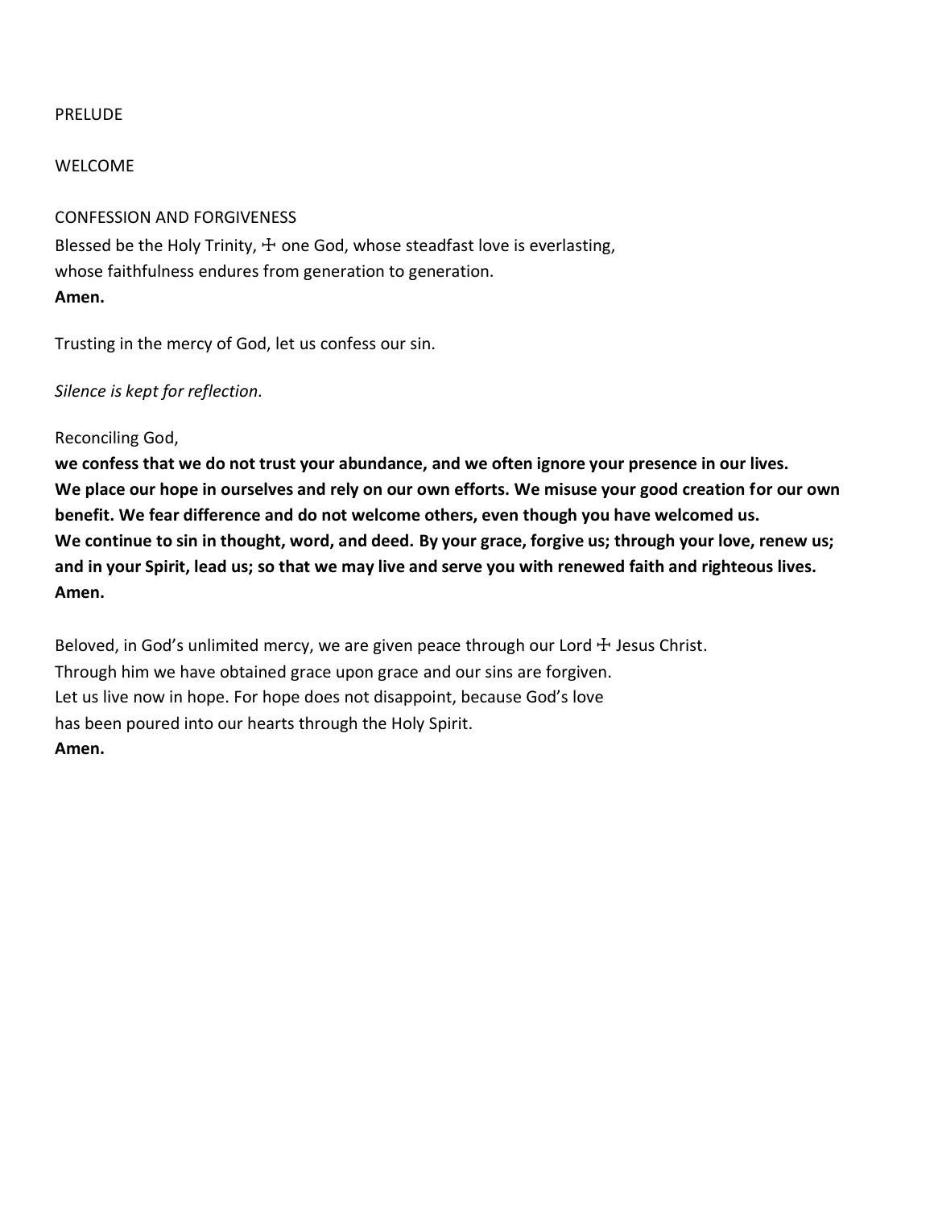PRELUDE

WELCOME

CONFESSION AND FORGIVENESS

Blessed be the Holy Trinity, ☩ one God, whose steadfast love is everlasting,
whose faithfulness endures from generation to generation.
**Amen.**

Trusting in the mercy of God, let us confess our sin.

*Silence is kept for reflection.*

Reconciling God,
**we confess that we do not trust your abundance, and we often ignore your presence in our lives. We place our hope in ourselves and rely on our own efforts. We misuse your good creation for our own benefit. We fear difference and do not welcome others, even though you have welcomed us. We continue to sin in thought, word, and deed. By your grace, forgive us; through your love, renew us; and in your Spirit, lead us; so that we may live and serve you with renewed faith and righteous lives. Amen.**

Beloved, in God's unlimited mercy, we are given peace through our Lord ☩ Jesus Christ.
Through him we have obtained grace upon grace and our sins are forgiven.
Let us live now in hope. For hope does not disappoint, because God's love
has been poured into our hearts through the Holy Spirit.
**Amen.**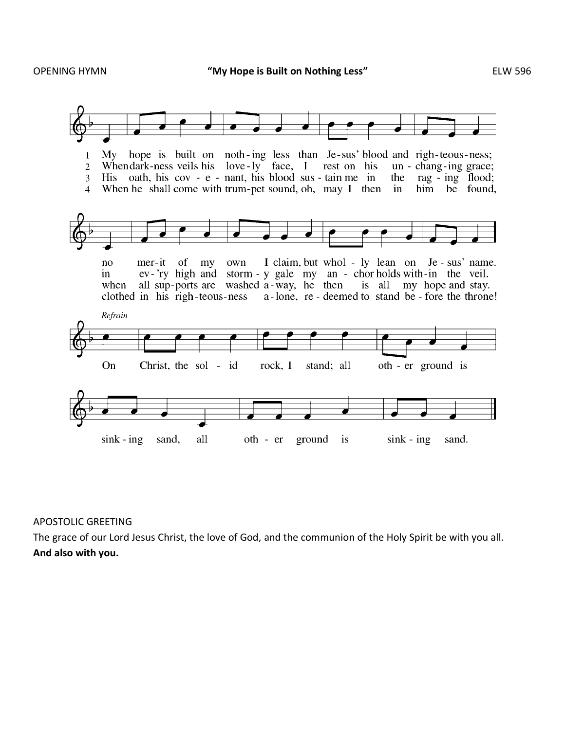OPENING HYMN **"My Hope is Built on Nothing Less"** ELW 596

1 My hope is built on noth-ing less than Je-sus' blood and righ-teous-ness; no mer-it of my own I claim, but whol-ly lean on Je-sus' name.

2 When dark-ness veils his love-ly face, I rest on his un-chang-ing grace; in ev-'ry high and storm-y gale my an-chor holds with-in the veil.

3 His oath, his cov-e-nant, his blood sus-tain me in the rag-ing flood; when all sup-ports are washed a-way, he then is all my hope and stay.

4 When he shall come with trum-pet sound, oh, may I then in him be found, clothed in his righ-teous-ness a-lone, re-deemed to stand be-fore the throne!

*Refrain*

On Christ, the sol-id rock, I stand; all oth-er ground is sink-ing sand, all oth-er ground is sink-ing sand.

APOSTOLIC GREETING

The grace of our Lord Jesus Christ, the love of God, and the communion of the Holy Spirit be with you all.

**And also with you.**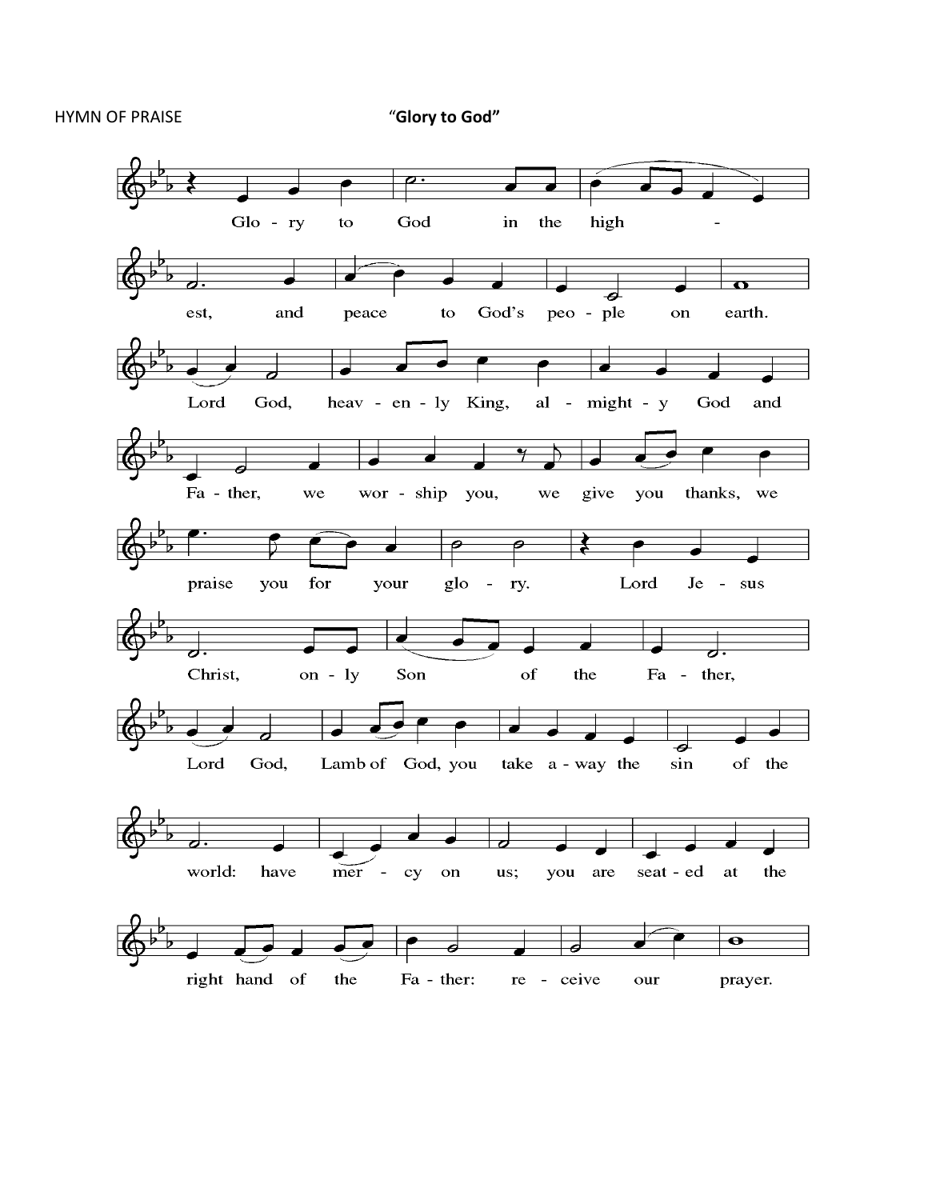HYMN OF PRAISE "**Glory to God**"

Glo - ry to God in the high - est, and peace to God's peo - ple on earth.

Lord God, heav - en - ly King, al - might - y God and Fa - ther, we wor - ship you, we give you thanks, we praise you for your glo - ry.

Lord Je - sus Christ, on - ly Son of the Fa - ther,

Lord God, Lamb of God, you take a - way the sin of the world: have mer - cy on us; you are seat - ed at the right hand of the Fa - ther: re - ceive our prayer.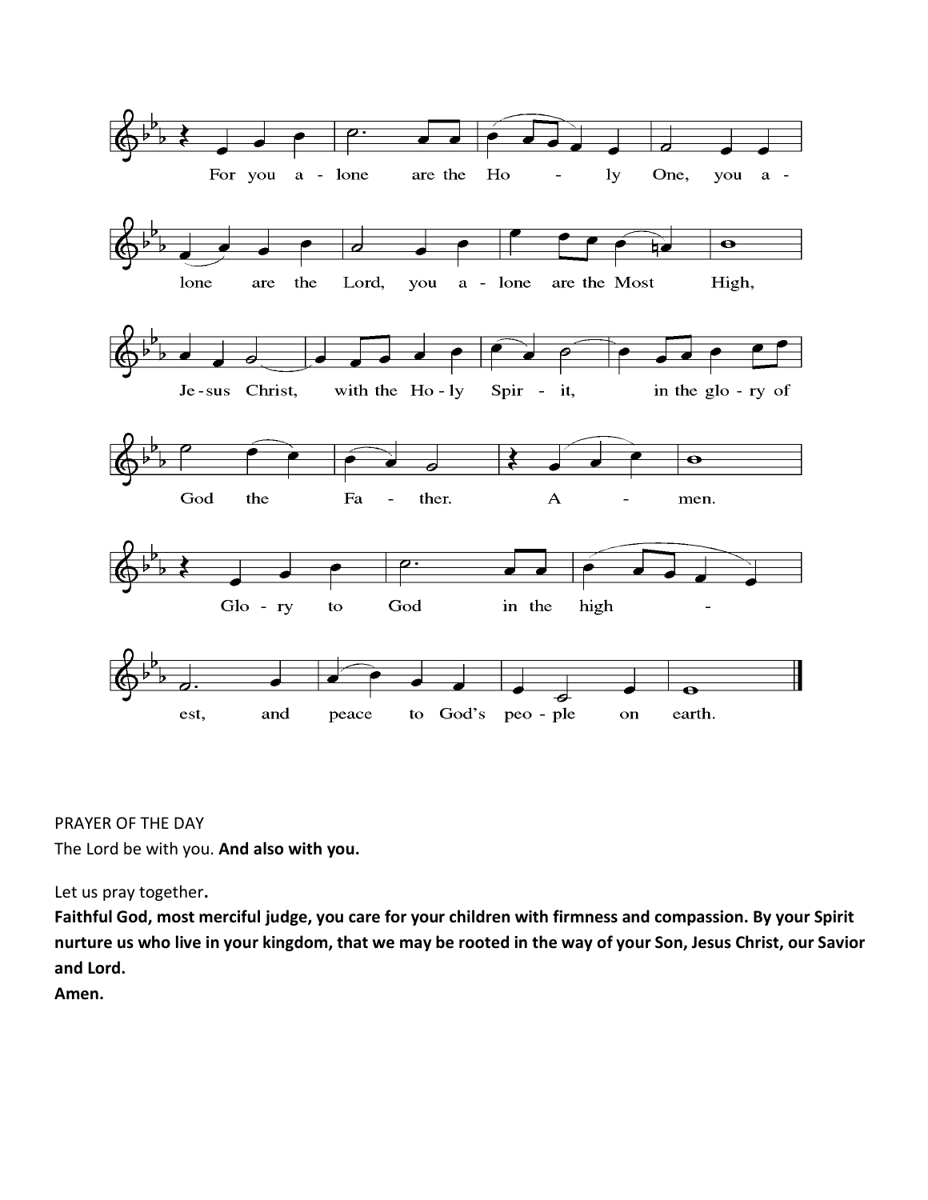For you alone are the Holy One, you alone are the Lord, you alone are the Most High, Jesus Christ, with the Holy Spirit, in the glory of God the Father. Amen.

Glory to God in the highest, and peace to God's people on earth.

PRAYER OF THE DAY

The Lord be with you. **And also with you.**

Let us pray together**.**

**Faithful God, most merciful judge, you care for your children with firmness and compassion. By your Spirit nurture us who live in your kingdom, that we may be rooted in the way of your Son, Jesus Christ, our Savior and Lord.**

**Amen.**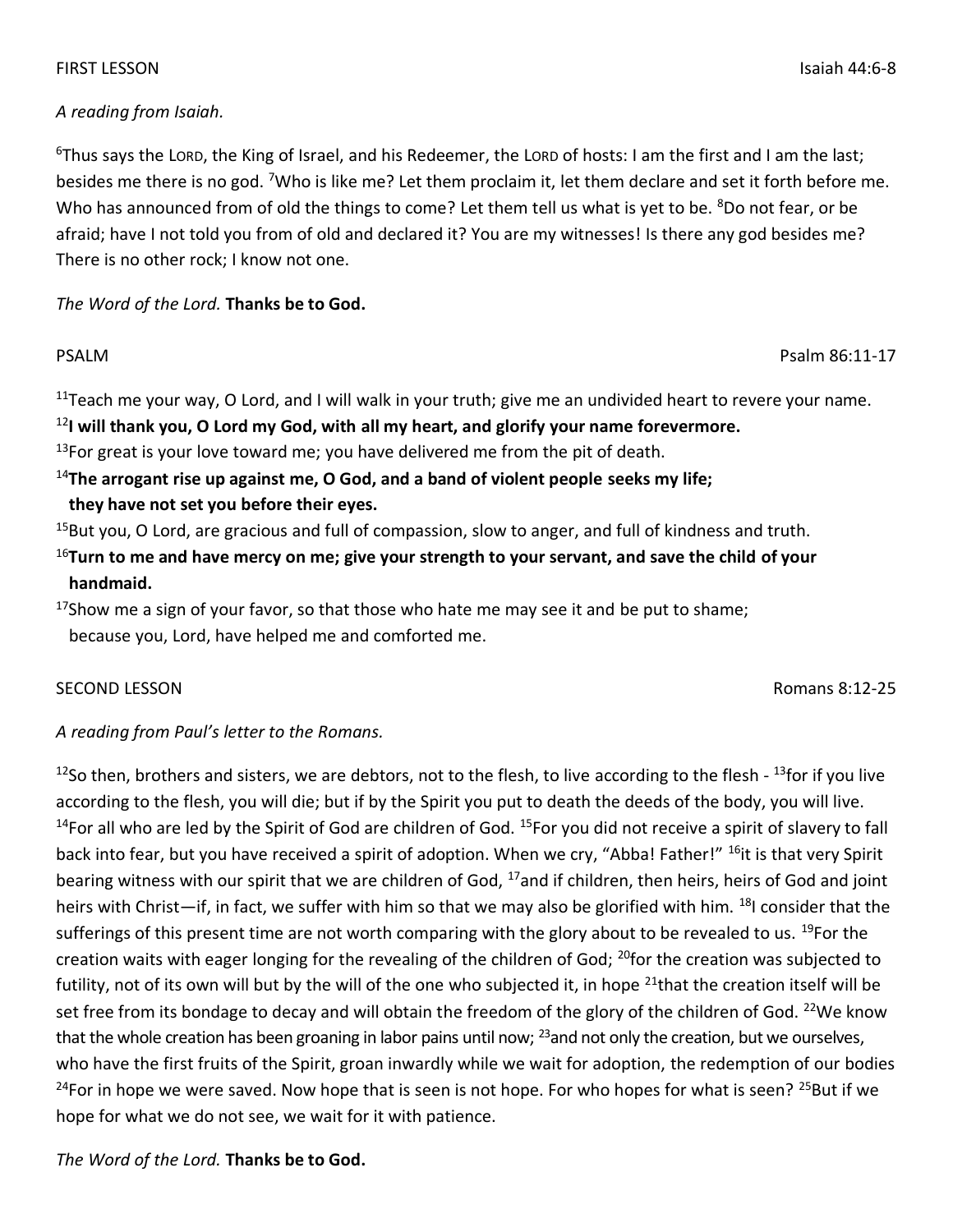FIRST LESSON Isaiah 44:6-8

*A reading from Isaiah.*

[6]Thus says the LORD, the King of Israel, and his Redeemer, the LORD of hosts: I am the first and I am the last; besides me there is no god. [7]Who is like me? Let them proclaim it, let them declare and set it forth before me. Who has announced from of old the things to come? Let them tell us what is yet to be. [8]Do not fear, or be afraid; have I not told you from of old and declared it? You are my witnesses! Is there any god besides me? There is no other rock; I know not one.

*The Word of the Lord.* **Thanks be to God.**

PSALM Psalm 86:11-17

[11]Teach me your way, O Lord, and I will walk in your truth; give me an undivided heart to revere your name.
[12]**I will thank you, O Lord my God, with all my heart, and glorify your name forevermore.**
[13]For great is your love toward me; you have delivered me from the pit of death.
[14]**The arrogant rise up against me, O God, and a band of violent people seeks my life; they have not set you before their eyes.**
[15]But you, O Lord, are gracious and full of compassion, slow to anger, and full of kindness and truth.
[16]**Turn to me and have mercy on me; give your strength to your servant, and save the child of your handmaid.**
[17]Show me a sign of your favor, so that those who hate me may see it and be put to shame; because you, Lord, have helped me and comforted me.

SECOND LESSON Romans 8:12-25

*A reading from Paul's letter to the Romans.*

[12]So then, brothers and sisters, we are debtors, not to the flesh, to live according to the flesh - [13]for if you live according to the flesh, you will die; but if by the Spirit you put to death the deeds of the body, you will live. [14]For all who are led by the Spirit of God are children of God. [15]For you did not receive a spirit of slavery to fall back into fear, but you have received a spirit of adoption. When we cry, "Abba! Father!" [16]it is that very Spirit bearing witness with our spirit that we are children of God, [17]and if children, then heirs, heirs of God and joint heirs with Christ—if, in fact, we suffer with him so that we may also be glorified with him. [18]I consider that the sufferings of this present time are not worth comparing with the glory about to be revealed to us. [19]For the creation waits with eager longing for the revealing of the children of God; [20]for the creation was subjected to futility, not of its own will but by the will of the one who subjected it, in hope [21]that the creation itself will be set free from its bondage to decay and will obtain the freedom of the glory of the children of God. [22]We know that the whole creation has been groaning in labor pains until now; [23]and not only the creation, but we ourselves, who have the first fruits of the Spirit, groan inwardly while we wait for adoption, the redemption of our bodies [24]For in hope we were saved. Now hope that is seen is not hope. For who hopes for what is seen? [25]But if we hope for what we do not see, we wait for it with patience.

*The Word of the Lord.* **Thanks be to God.**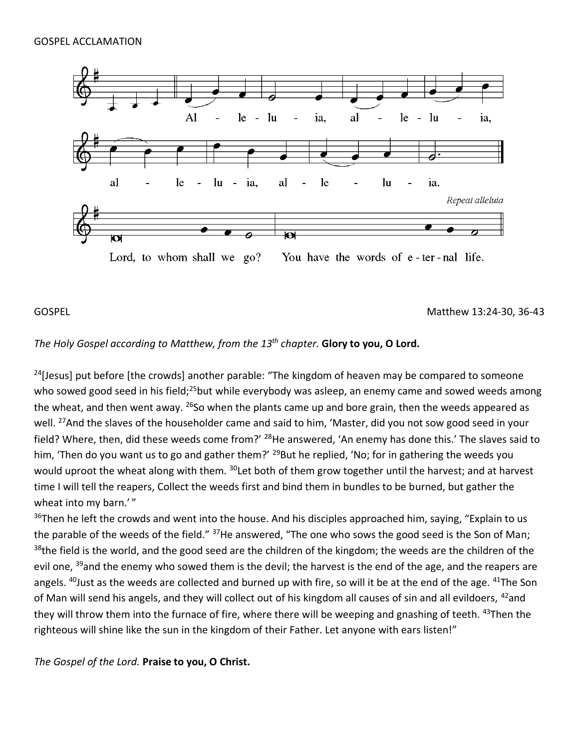GOSPEL ACCLAMATION

Al - le - lu - ia, al - le - lu - ia,

al - le - lu - ia, al - le - lu - ia.

*Repeat alleluia*

Lord, to whom shall we go? You have the words of e - ter - nal life.

GOSPEL Matthew 13:24-30, 36-43

*The Holy Gospel according to Matthew, from the 13th chapter.* **Glory to you, O Lord.**

[24][Jesus] put before [the crowds] another parable: "The kingdom of heaven may be compared to someone who sowed good seed in his field;[25]but while everybody was asleep, an enemy came and sowed weeds among the wheat, and then went away. [26]So when the plants came up and bore grain, then the weeds appeared as well. [27]And the slaves of the householder came and said to him, 'Master, did you not sow good seed in your field? Where, then, did these weeds come from?' [28]He answered, 'An enemy has done this.' The slaves said to him, 'Then do you want us to go and gather them?' [29]But he replied, 'No; for in gathering the weeds you would uproot the wheat along with them. [30]Let both of them grow together until the harvest; and at harvest time I will tell the reapers, Collect the weeds first and bind them in bundles to be burned, but gather the wheat into my barn.' "

[36]Then he left the crowds and went into the house. And his disciples approached him, saying, "Explain to us the parable of the weeds of the field." [37]He answered, "The one who sows the good seed is the Son of Man; [38]the field is the world, and the good seed are the children of the kingdom; the weeds are the children of the evil one, [39]and the enemy who sowed them is the devil; the harvest is the end of the age, and the reapers are angels. [40]Just as the weeds are collected and burned up with fire, so will it be at the end of the age. [41]The Son of Man will send his angels, and they will collect out of his kingdom all causes of sin and all evildoers, [42]and they will throw them into the furnace of fire, where there will be weeping and gnashing of teeth. [43]Then the righteous will shine like the sun in the kingdom of their Father. Let anyone with ears listen!"

*The Gospel of the Lord.* **Praise to you, O Christ.**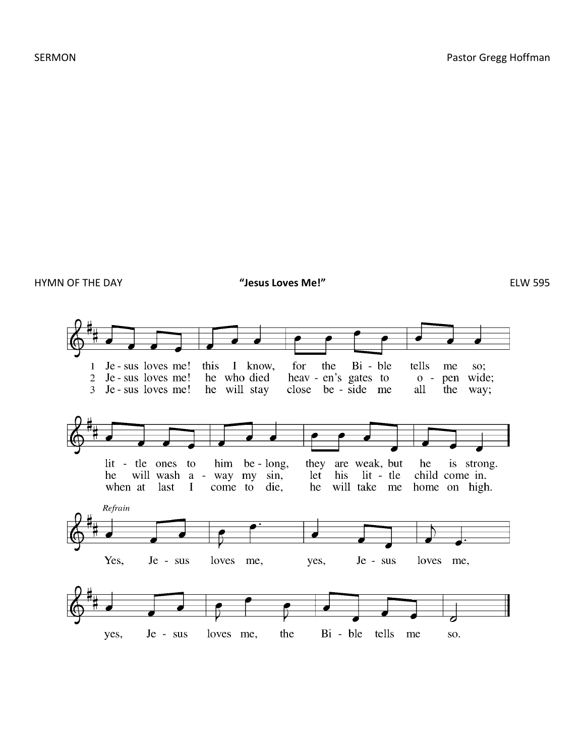SERMON Pastor Gregg Hoffman

HYMN OF THE DAY **"Jesus Loves Me!"** ELW 595

1 Je - sus loves me! this I know, for the Bi - ble tells me so;
2 Je - sus loves me! he who died heav - en's gates to o - pen wide;
3 Je - sus loves me! he will stay close be - side me all the way;

lit - tle ones to him be - long, they are weak, but he is strong.
he will wash a - way my sin, let his lit - tle child come in.
when at last I come to die, he will take me home on high.

*Refrain*

Yes, Je - sus loves me, yes, Je - sus loves me,

yes, Je - sus loves me, the Bi - ble tells me so.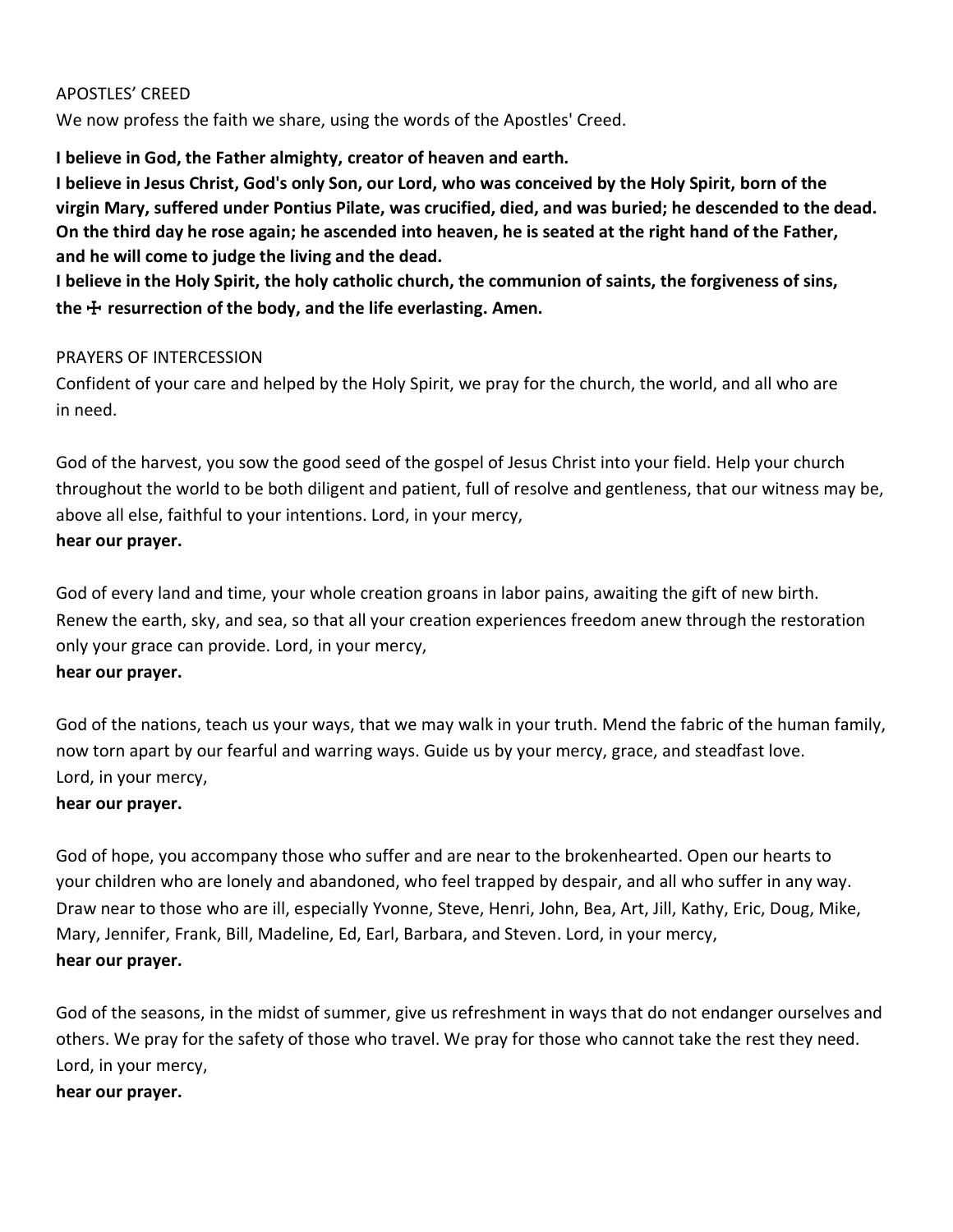APOSTLES' CREED

We now profess the faith we share, using the words of the Apostles' Creed.

**I believe in God, the Father almighty, creator of heaven and earth.**
**I believe in Jesus Christ, God's only Son, our Lord, who was conceived by the Holy Spirit, born of the virgin Mary, suffered under Pontius Pilate, was crucified, died, and was buried; he descended to the dead. On the third day he rose again; he ascended into heaven, he is seated at the right hand of the Father, and he will come to judge the living and the dead.**
**I believe in the Holy Spirit, the holy catholic church, the communion of saints, the forgiveness of sins, the ☩ resurrection of the body, and the life everlasting. Amen.**

PRAYERS OF INTERCESSION

Confident of your care and helped by the Holy Spirit, we pray for the church, the world, and all who are in need.

God of the harvest, you sow the good seed of the gospel of Jesus Christ into your field. Help your church throughout the world to be both diligent and patient, full of resolve and gentleness, that our witness may be, above all else, faithful to your intentions. Lord, in your mercy,
**hear our prayer.**

God of every land and time, your whole creation groans in labor pains, awaiting the gift of new birth. Renew the earth, sky, and sea, so that all your creation experiences freedom anew through the restoration only your grace can provide. Lord, in your mercy,
**hear our prayer.**

God of the nations, teach us your ways, that we may walk in your truth. Mend the fabric of the human family, now torn apart by our fearful and warring ways. Guide us by your mercy, grace, and steadfast love. Lord, in your mercy,
**hear our prayer.**

God of hope, you accompany those who suffer and are near to the brokenhearted. Open our hearts to your children who are lonely and abandoned, who feel trapped by despair, and all who suffer in any way. Draw near to those who are ill, especially Yvonne, Steve, Henri, John, Bea, Art, Jill, Kathy, Eric, Doug, Mike, Mary, Jennifer, Frank, Bill, Madeline, Ed, Earl, Barbara, and Steven. Lord, in your mercy,
**hear our prayer.**

God of the seasons, in the midst of summer, give us refreshment in ways that do not endanger ourselves and others. We pray for the safety of those who travel. We pray for those who cannot take the rest they need. Lord, in your mercy,
**hear our prayer.**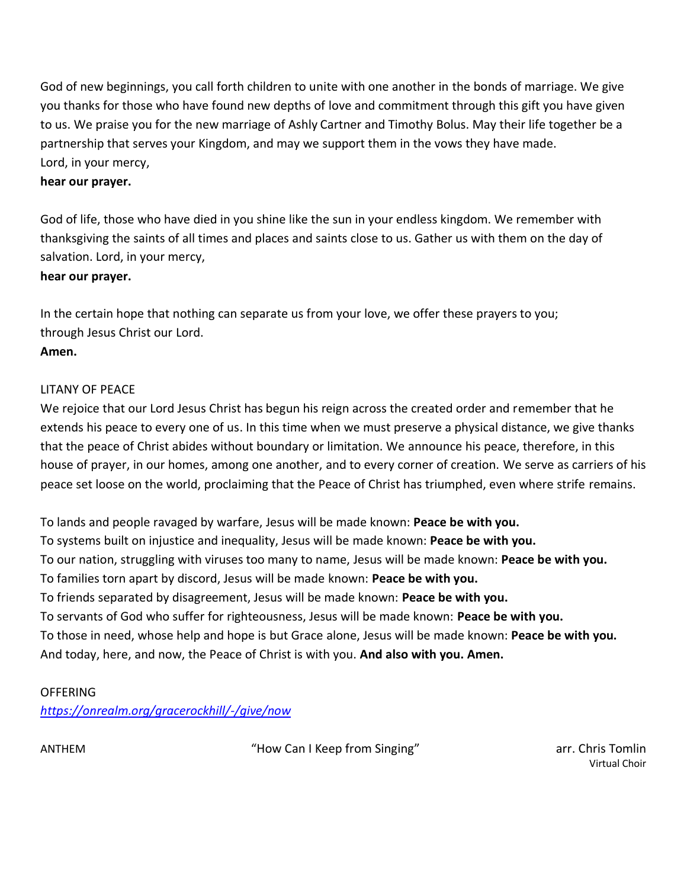God of new beginnings, you call forth children to unite with one another in the bonds of marriage. We give you thanks for those who have found new depths of love and commitment through this gift you have given to us. We praise you for the new marriage of Ashly Cartner and Timothy Bolus. May their life together be a partnership that serves your Kingdom, and may we support them in the vows they have made.
Lord, in your mercy,
**hear our prayer.**

God of life, those who have died in you shine like the sun in your endless kingdom. We remember with thanksgiving the saints of all times and places and saints close to us. Gather us with them on the day of salvation. Lord, in your mercy,
**hear our prayer.**

In the certain hope that nothing can separate us from your love, we offer these prayers to you; through Jesus Christ our Lord.
**Amen.**

LITANY OF PEACE

We rejoice that our Lord Jesus Christ has begun his reign across the created order and remember that he extends his peace to every one of us. In this time when we must preserve a physical distance, we give thanks that the peace of Christ abides without boundary or limitation. We announce his peace, therefore, in this house of prayer, in our homes, among one another, and to every corner of creation. We serve as carriers of his peace set loose on the world, proclaiming that the Peace of Christ has triumphed, even where strife remains.

To lands and people ravaged by warfare, Jesus will be made known: **Peace be with you.**
To systems built on injustice and inequality, Jesus will be made known: **Peace be with you.**
To our nation, struggling with viruses too many to name, Jesus will be made known: **Peace be with you.**
To families torn apart by discord, Jesus will be made known: **Peace be with you.**
To friends separated by disagreement, Jesus will be made known: **Peace be with you.**
To servants of God who suffer for righteousness, Jesus will be made known: **Peace be with you.**
To those in need, whose help and hope is but Grace alone, Jesus will be made known: **Peace be with you.**
And today, here, and now, the Peace of Christ is with you. **And also with you. Amen.**

OFFERING
*https://onrealm.org/gracerockhill/-/give/now*

ANTHEM "How Can I Keep from Singing" arr. Chris Tomlin
Virtual Choir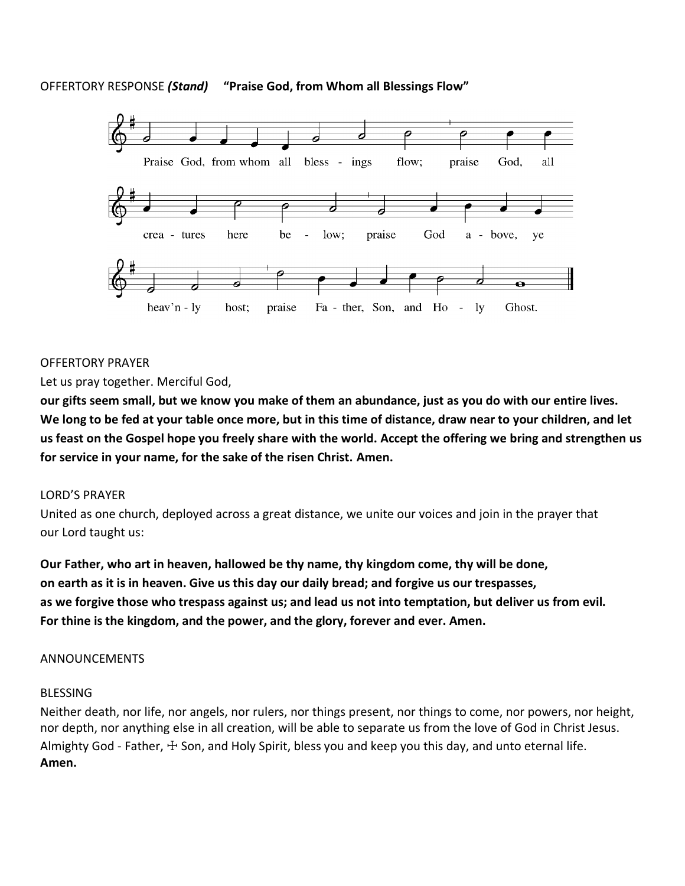OFFERTORY RESPONSE ***(Stand)*** **"Praise God, from Whom all Blessings Flow"**

Praise God, from whom all bless - ings flow; praise God, all crea - tures here be - low; praise God a - bove, ye heav'n - ly host; praise Fa - ther, Son, and Ho - ly Ghost.

OFFERTORY PRAYER

Let us pray together. Merciful God,

**our gifts seem small, but we know you make of them an abundance, just as you do with our entire lives. We long to be fed at your table once more, but in this time of distance, draw near to your children, and let us feast on the Gospel hope you freely share with the world. Accept the offering we bring and strengthen us for service in your name, for the sake of the risen Christ. Amen.**

LORD'S PRAYER

United as one church, deployed across a great distance, we unite our voices and join in the prayer that our Lord taught us:

**Our Father, who art in heaven, hallowed be thy name, thy kingdom come, thy will be done, on earth as it is in heaven. Give us this day our daily bread; and forgive us our trespasses, as we forgive those who trespass against us; and lead us not into temptation, but deliver us from evil. For thine is the kingdom, and the power, and the glory, forever and ever. Amen.**

ANNOUNCEMENTS

BLESSING

Neither death, nor life, nor angels, nor rulers, nor things present, nor things to come, nor powers, nor height, nor depth, nor anything else in all creation, will be able to separate us from the love of God in Christ Jesus. Almighty God - Father, ☩ Son, and Holy Spirit, bless you and keep you this day, and unto eternal life.

**Amen.**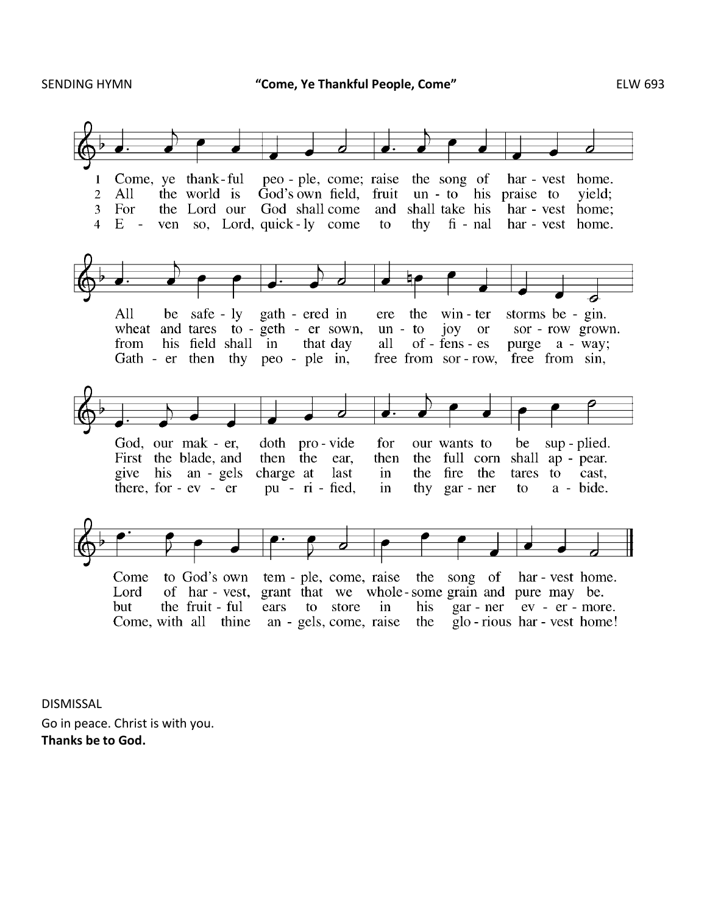SENDING HYMN **"Come, Ye Thankful People, Come"** ELW 693

1 Come, ye thank-ful peo - ple, come; raise the song of har - vest home.
All be safe - ly gath - ered in ere the win - ter storms be - gin.
God, our mak - er, doth pro - vide for our wants to be sup - plied.
Come to God's own tem - ple, come, raise the song of har - vest home.

2 All the world is God's own field, fruit un - to his praise to yield;
wheat and tares to - geth - er sown, un - to joy or sor - row grown.
First the blade, and then the ear, then the full corn shall ap - pear.
Lord of har - vest, grant that we whole - some grain and pure may be.

3 For the Lord our God shall come and shall take his har - vest home;
from his field shall in that day all of - fens - es purge a - way;
give his an - gels charge at last in the fire the tares to cast,
but the fruit - ful ears to store in his gar - ner ev - er - more.

4 E - ven so, Lord, quick - ly come to thy fi - nal har - vest home.
Gath - er then thy peo - ple in, free from sor - row, free from sin,
there, for - ev - er pu - ri - fied, in thy gar - ner to a - bide.
Come, with all thine an - gels, come, raise the glo - rious har - vest home!

DISMISSAL

Go in peace. Christ is with you.

**Thanks be to God.**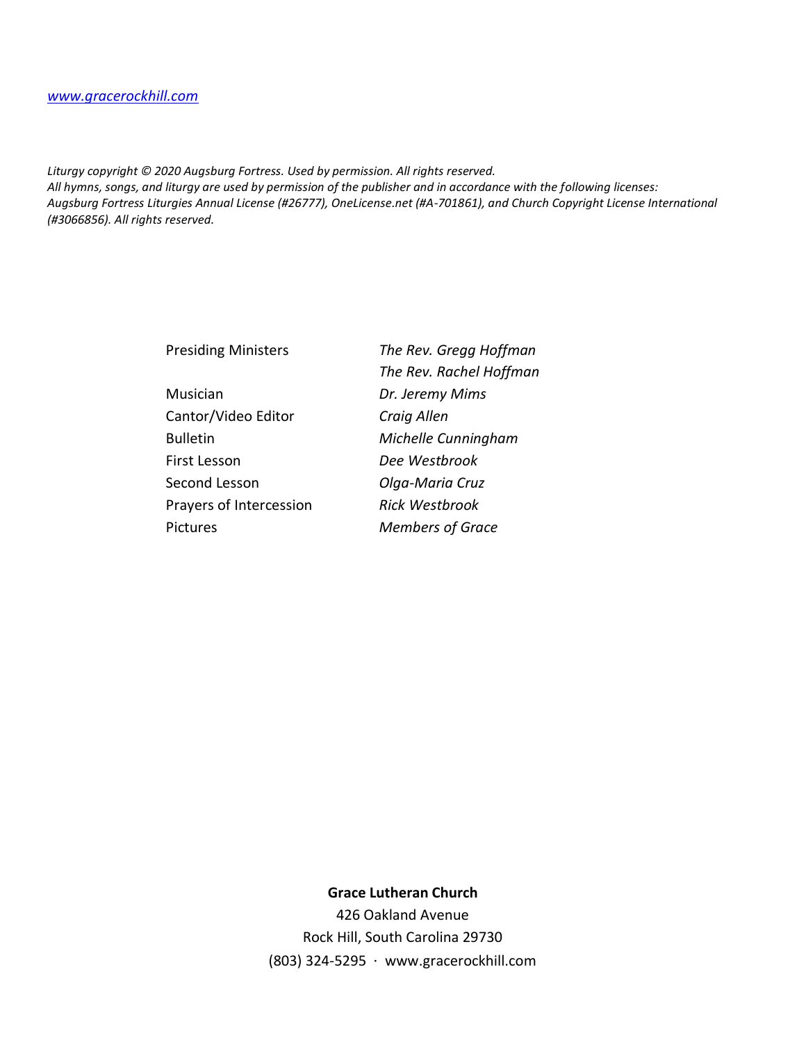[www.gracerockhill.com](http://www.gracerockhill.com)

*Liturgy copyright © 2020 Augsburg Fortress. Used by permission. All rights reserved.*
*All hymns, songs, and liturgy are used by permission of the publisher and in accordance with the following licenses: Augsburg Fortress Liturgies Annual License (#26777), OneLicense.net (#A-701861), and Church Copyright License International (#3066856). All rights reserved.*

| | |
|---|---|
| Presiding Ministers | *The Rev. Gregg Hoffman* |
| | *The Rev. Rachel Hoffman* |
| Musician | *Dr. Jeremy Mims* |
| Cantor/Video Editor | *Craig Allen* |
| Bulletin | *Michelle Cunningham* |
| First Lesson | *Dee Westbrook* |
| Second Lesson | *Olga-Maria Cruz* |
| Prayers of Intercession | *Rick Westbrook* |
| Pictures | *Members of Grace* |

**Grace Lutheran Church**
426 Oakland Avenue
Rock Hill, South Carolina 29730
(803) 324-5295 · www.gracerockhill.com